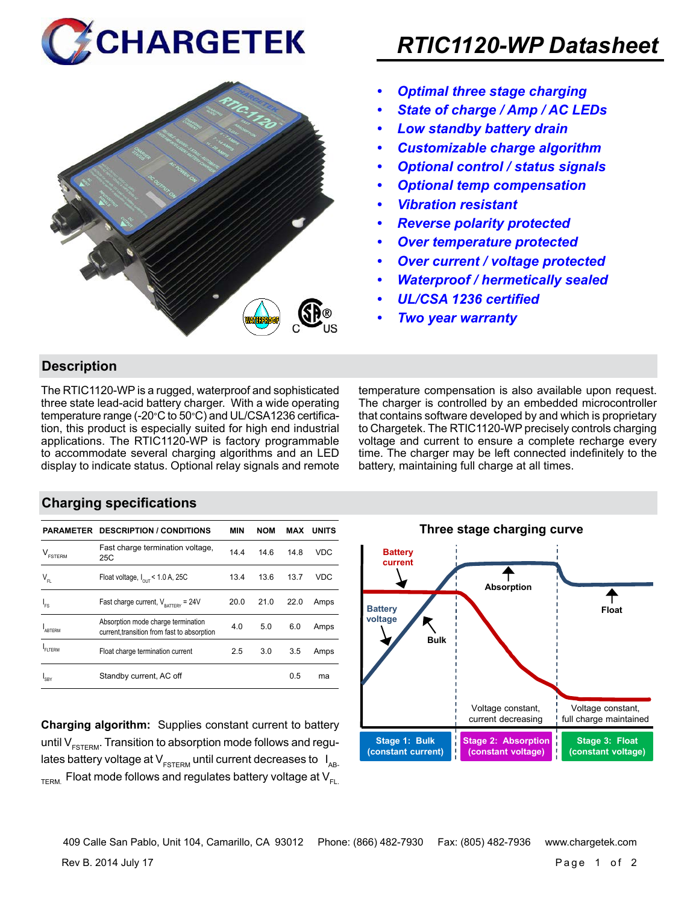# RTIC1120-WP Datasheet

- *Optimal three stage charging*
- *State of charge / Amp / AC LEDs*
- *Low standby battery drain*
- *Customizable charge algorithm*
- *Optional control / status signals*
- *Optional temp compensation*
- *Vibration resistant*
- *Reverse polarity protected*
- *Over temperature protected*
- *Over current / voltage protected*
- *Waterproof / hermetically sealed*
- *UL/CSA 1236 certified*
- *Two year warranty*

## Description

The RTIC1120-WP is a rugged, waterproof and sophisticated three state lead-acid battery charger. With a wide operating temperature range (-20°C to 50°C) and UL/CSA1236 certification, this product is especially suited for high end industrial applications. The RTIC1120-WP is factory programmable to accommodate several charging algorithms and an LED display to indicate status. Optional relay signals and remote temperature compensation is also available upon request. The charger is controlled by an embedded microcontroller that contains software developed by and which is proprietary to Chargetek. The RTIC1120-WP precisely controls charging voltage and current to ensure a complete recharge every time. The charger may be left connected indefinitely to the battery, maintaining full charge at all times.

## Charging specifications

| PARAMETER | DESCRIPTION / CONDITIONS | MIN | NOM | MAX | UNITS |
|---|---|---|---|---|---|
| $V_{FSTERM}$ | Fast charge termination voltage, 25C | 14.4 | 14.6 | 14.8 | VDC |
| $V_{FL}$ | Float voltage, $I_{OUT}$ < 1.0 A, 25C | 13.4 | 13.6 | 13.7 | VDC |
| $I_{FS}$ | Fast charge current, $V_{BATTERY}$ = 24V | 20.0 | 21.0 | 22.0 | Amps |
| $I_{ABTERM}$ | Absorption mode charge termination current,transition from fast to absorption | 4.0 | 5.0 | 6.0 | Amps |
| $I_{FLTERM}$ | Float charge termination current | 2.5 | 3.0 | 3.5 | Amps |
| $I_{SBY}$ | Standby current, AC off | | | 0.5 | ma |

**Charging algorithm:** Supplies constant current to battery until $V_{FSTERM}$. Transition to absorption mode follows and regulates battery voltage at $V_{FSTERM}$ until current decreases to $I_{AB-TERM}$. Float mode follows and regulates battery voltage at $V_{FL}$.

**Three stage charging curve**

Battery current — Battery voltage — Bulk — Absorption — Float

Voltage constant, current decreasing — Voltage constant, full charge maintained

Stage 1: Bulk (constant current) | Stage 2: Absorption (constant voltage) | Stage 3: Float (constant voltage)

409 Calle San Pablo, Unit 104, Camarillo, CA 93012 Phone: (866) 482-7930 Fax: (805) 482-7936 www.chargetek.com

Rev B. 2014 July 17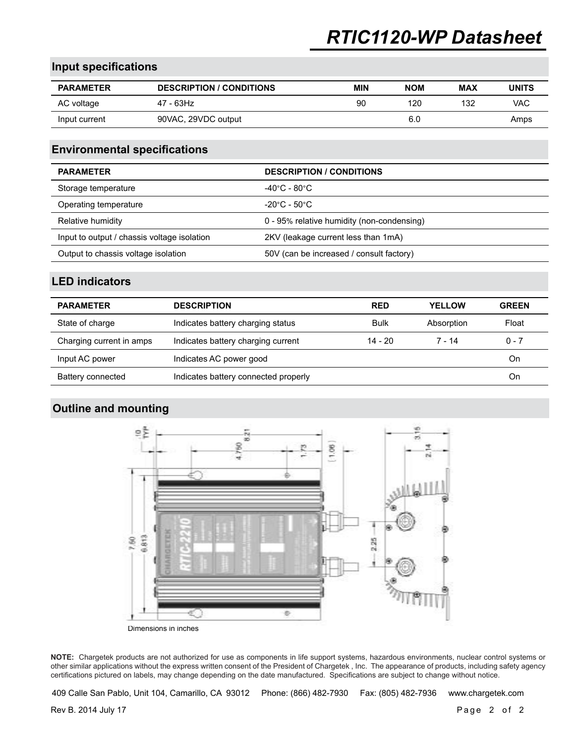# RTIC1120-WP Datasheet

## Input specifications

| PARAMETER | DESCRIPTION / CONDITIONS | MIN | NOM | MAX | UNITS |
|---|---|---|---|---|---|
| AC voltage | 47 - 63Hz | 90 | 120 | 132 | VAC |
| Input current | 90VAC, 29VDC output | | 6.0 | | Amps |

## Environmental specifications

| PARAMETER | DESCRIPTION / CONDITIONS |
|---|---|
| Storage temperature | -40°C - 80°C |
| Operating temperature | -20°C - 50°C |
| Relative humidity | 0 - 95% relative humidity (non-condensing) |
| Input to output / chassis voltage isolation | 2KV (leakage current less than 1mA) |
| Output to chassis voltage isolation | 50V (can be increased / consult factory) |

## LED indicators

| PARAMETER | DESCRIPTION | RED | YELLOW | GREEN |
|---|---|---|---|---|
| State of charge | Indicates battery charging status | Bulk | Absorption | Float |
| Charging current in amps | Indicates battery charging current | 14 - 20 | 7 - 14 | 0 - 7 |
| Input AC power | Indicates AC power good | | | On |
| Battery connected | Indicates battery connected properly | | | On |

## Outline and mounting

.10 TYP
8.21
4.750
1.73
(1.06)
3.15
2.14
7.60
6.813
2.25
CHARGETEK
RTIC-2210

Dimensions in inches

**NOTE:** Chargetek products are not authorized for use as components in life support systems, hazardous environments, nuclear control systems or other similar applications without the express written consent of the President of Chargetek , Inc. The appearance of products, including safety agency certifications pictured on labels, may change depending on the date manufactured. Specifications are subject to change without notice.

409 Calle San Pablo, Unit 104, Camarillo, CA 93012 Phone: (866) 482-7930 Fax: (805) 482-7936 www.chargetek.com

Rev B. 2014 July 17